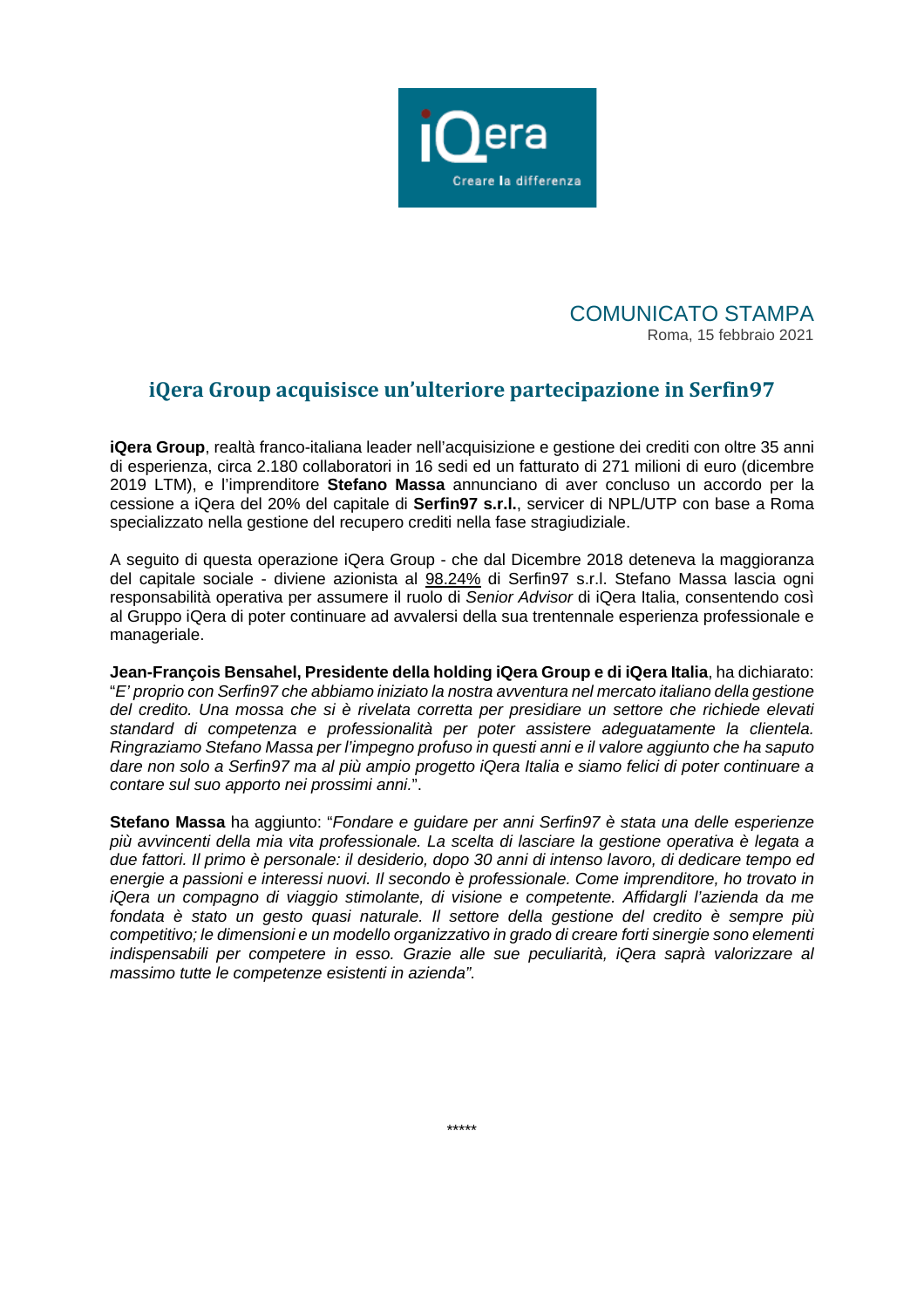iQera

Creare la differenza

COMUNICATO STAMPA

Roma, 15 febbraio 2021

# iQera Group acquisisce un'ulteriore partecipazione in Serfin97

**iQera Group**, realtà franco-italiana leader nell'acquisizione e gestione dei crediti con oltre 35 anni di esperienza, circa 2.180 collaboratori in 16 sedi ed un fatturato di 271 milioni di euro (dicembre 2019 LTM), e l'imprenditore **Stefano Massa** annunciano di aver concluso un accordo per la cessione a iQera del 20% del capitale di **Serfin97 s.r.l.**, servicer di NPL/UTP con base a Roma specializzato nella gestione del recupero crediti nella fase stragiudiziale.

A seguito di questa operazione iQera Group - che dal Dicembre 2018 deteneva la maggioranza del capitale sociale - diviene azionista al 98.24% di Serfin97 s.r.l. Stefano Massa lascia ogni responsabilità operativa per assumere il ruolo di *Senior Advisor* di iQera Italia, consentendo così al Gruppo iQera di poter continuare ad avvalersi della sua trentennale esperienza professionale e manageriale.

**Jean-François Bensahel, Presidente della holding iQera Group e di iQera Italia**, ha dichiarato: "*E' proprio con Serfin97 che abbiamo iniziato la nostra avventura nel mercato italiano della gestione del credito. Una mossa che si è rivelata corretta per presidiare un settore che richiede elevati standard di competenza e professionalità per poter assistere adeguatamente la clientela. Ringraziamo Stefano Massa per l'impegno profuso in questi anni e il valore aggiunto che ha saputo dare non solo a Serfin97 ma al più ampio progetto iQera Italia e siamo felici di poter continuare a contare sul suo apporto nei prossimi anni.*".

**Stefano Massa** ha aggiunto: "*Fondare e guidare per anni Serfin97 è stata una delle esperienze più avvincenti della mia vita professionale. La scelta di lasciare la gestione operativa è legata a due fattori. Il primo è personale: il desiderio, dopo 30 anni di intenso lavoro, di dedicare tempo ed energie a passioni e interessi nuovi. Il secondo è professionale. Come imprenditore, ho trovato in iQera un compagno di viaggio stimolante, di visione e competente. Affidargli l'azienda da me fondata è stato un gesto quasi naturale. Il settore della gestione del credito è sempre più competitivo; le dimensioni e un modello organizzativo in grado di creare forti sinergie sono elementi indispensabili per competere in esso. Grazie alle sue peculiarità, iQera saprà valorizzare al massimo tutte le competenze esistenti in azienda*".

\*\*\*\*\*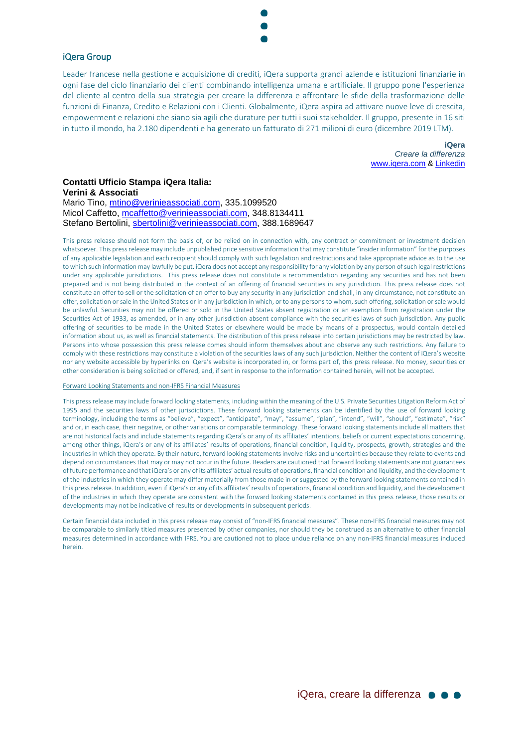## iQera Group

Leader francese nella gestione e acquisizione di crediti, iQera supporta grandi aziende e istituzioni finanziarie in ogni fase del ciclo finanziario dei clienti combinando intelligenza umana e artificiale. Il gruppo pone l'esperienza del cliente al centro della sua strategia per creare la differenza e affrontare le sfide della trasformazione delle funzioni di Finanza, Credito e Relazioni con i Clienti. Globalmente, iQera aspira ad attivare nuove leve di crescita, empowerment e relazioni che siano sia agili che durature per tutti i suoi stakeholder. Il gruppo, presente in 16 siti in tutto il mondo, ha 2.180 dipendenti e ha generato un fatturato di 271 milioni di euro (dicembre 2019 LTM).

**iQera**
*Creare la differenza*
www.iqera.com & Linkedin

**Contatti Ufficio Stampa iQera Italia:**
**Verini & Associati**
Mario Tino, mtino@verinieassociati.com, 335.1099520
Micol Caffetto, mcaffetto@verinieassociati.com, 348.8134411
Stefano Bertolini, sbertolini@verinieassociati.com, 388.1689647

This press release should not form the basis of, or be relied on in connection with, any contract or commitment or investment decision whatsoever. This press release may include unpublished price sensitive information that may constitute "insider information" for the purposes of any applicable legislation and each recipient should comply with such legislation and restrictions and take appropriate advice as to the use to which such information may lawfully be put. iQera does not accept any responsibility for any violation by any person of such legal restrictions under any applicable jurisdictions. This press release does not constitute a recommendation regarding any securities and has not been prepared and is not being distributed in the context of an offering of financial securities in any jurisdiction. This press release does not constitute an offer to sell or the solicitation of an offer to buy any security in any jurisdiction and shall, in any circumstance, not constitute an offer, solicitation or sale in the United States or in any jurisdiction in which, or to any persons to whom, such offering, solicitation or sale would be unlawful. Securities may not be offered or sold in the United States absent registration or an exemption from registration under the Securities Act of 1933, as amended, or in any other jurisdiction absent compliance with the securities laws of such jurisdiction. Any public offering of securities to be made in the United States or elsewhere would be made by means of a prospectus, would contain detailed information about us, as well as financial statements. The distribution of this press release into certain jurisdictions may be restricted by law. Persons into whose possession this press release comes should inform themselves about and observe any such restrictions. Any failure to comply with these restrictions may constitute a violation of the securities laws of any such jurisdiction. Neither the content of iQera's website nor any website accessible by hyperlinks on iQera's website is incorporated in, or forms part of, this press release. No money, securities or other consideration is being solicited or offered, and, if sent in response to the information contained herein, will not be accepted.

Forward Looking Statements and non-IFRS Financial Measures

This press release may include forward looking statements, including within the meaning of the U.S. Private Securities Litigation Reform Act of 1995 and the securities laws of other jurisdictions. These forward looking statements can be identified by the use of forward looking terminology, including the terms as "believe", "expect", "anticipate", "may", "assume", "plan", "intend", "will", "should", "estimate", "risk" and or, in each case, their negative, or other variations or comparable terminology. These forward looking statements include all matters that are not historical facts and include statements regarding iQera's or any of its affiliates' intentions, beliefs or current expectations concerning, among other things, iQera's or any of its affiliates' results of operations, financial condition, liquidity, prospects, growth, strategies and the industries in which they operate. By their nature, forward looking statements involve risks and uncertainties because they relate to events and depend on circumstances that may or may not occur in the future. Readers are cautioned that forward looking statements are not guarantees of future performance and that iQera's or any of its affiliates' actual results of operations, financial condition and liquidity, and the development of the industries in which they operate may differ materially from those made in or suggested by the forward looking statements contained in this press release. In addition, even if iQera's or any of its affiliates' results of operations, financial condition and liquidity, and the development of the industries in which they operate are consistent with the forward looking statements contained in this press release, those results or developments may not be indicative of results or developments in subsequent periods.

Certain financial data included in this press release may consist of "non-IFRS financial measures". These non-IFRS financial measures may not be comparable to similarly titled measures presented by other companies, nor should they be construed as an alternative to other financial measures determined in accordance with IFRS. You are cautioned not to place undue reliance on any non-IFRS financial measures included herein.